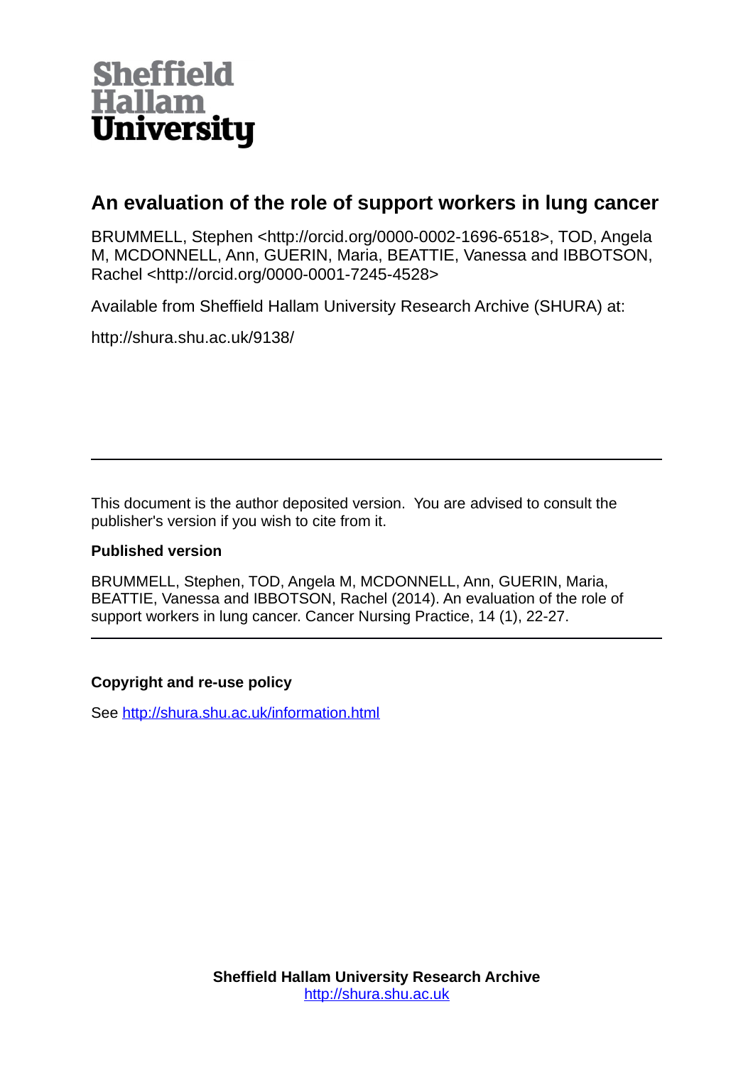Sheffield Hallam University

# An evaluation of the role of support workers in lung cancer

BRUMMELL, Stephen <http://orcid.org/0000-0002-1696-6518>, TOD, Angela M, MCDONNELL, Ann, GUERIN, Maria, BEATTIE, Vanessa and IBBOTSON, Rachel <http://orcid.org/0000-0001-7245-4528>

Available from Sheffield Hallam University Research Archive (SHURA) at:

http://shura.shu.ac.uk/9138/

---

This document is the author deposited version. You are advised to consult the publisher's version if you wish to cite from it.

**Published version**

BRUMMELL, Stephen, TOD, Angela M, MCDONNELL, Ann, GUERIN, Maria, BEATTIE, Vanessa and IBBOTSON, Rachel (2014). An evaluation of the role of support workers in lung cancer. Cancer Nursing Practice, 14 (1), 22-27.

---

**Copyright and re-use policy**

See http://shura.shu.ac.uk/information.html

**Sheffield Hallam University Research Archive**
http://shura.shu.ac.uk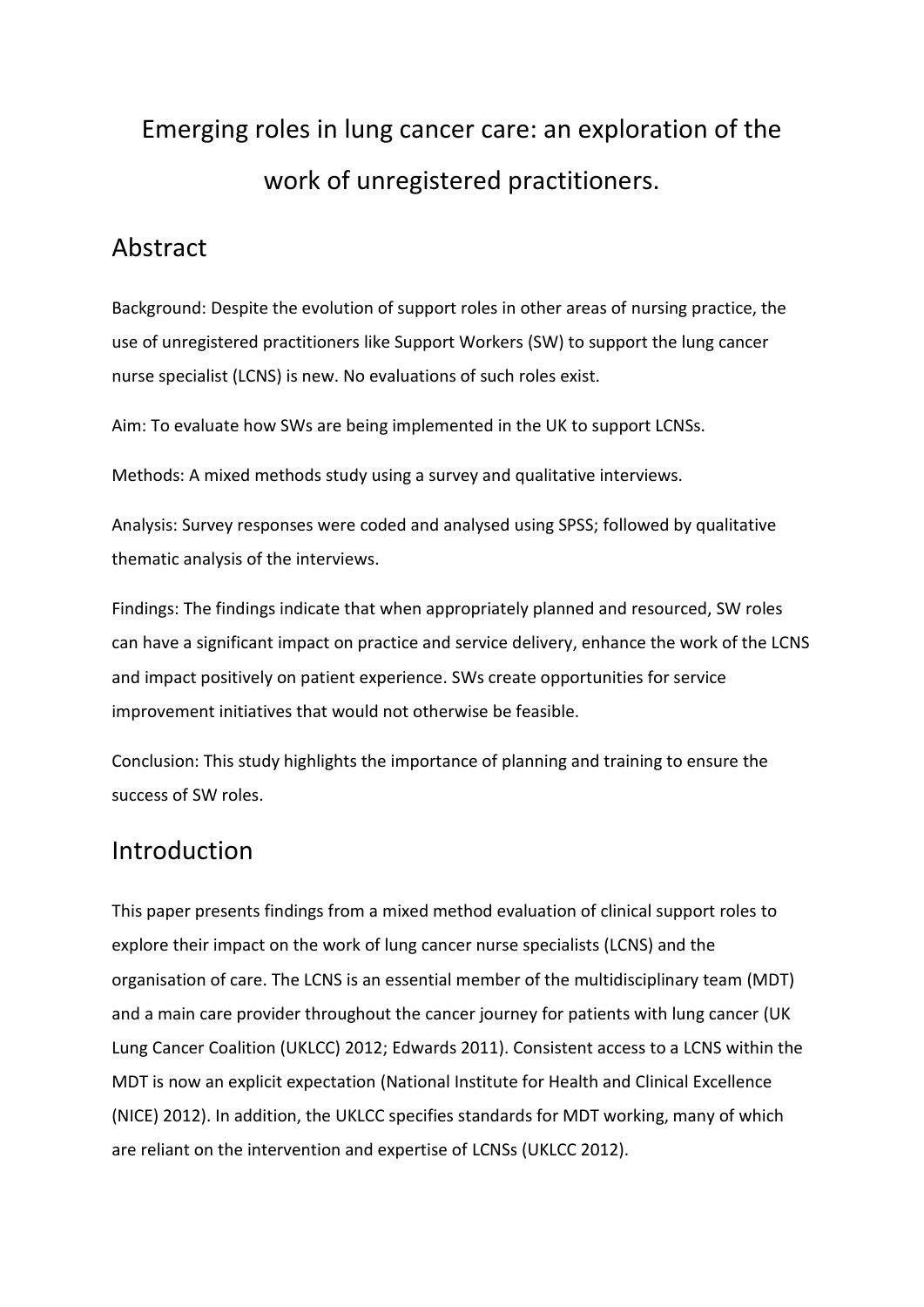# Emerging roles in lung cancer care: an exploration of the work of unregistered practitioners.

## Abstract

Background: Despite the evolution of support roles in other areas of nursing practice, the use of unregistered practitioners like Support Workers (SW) to support the lung cancer nurse specialist (LCNS) is new. No evaluations of such roles exist.

Aim: To evaluate how SWs are being implemented in the UK to support LCNSs.

Methods: A mixed methods study using a survey and qualitative interviews.

Analysis: Survey responses were coded and analysed using SPSS; followed by qualitative thematic analysis of the interviews.

Findings: The findings indicate that when appropriately planned and resourced, SW roles can have a significant impact on practice and service delivery, enhance the work of the LCNS and impact positively on patient experience. SWs create opportunities for service improvement initiatives that would not otherwise be feasible.

Conclusion: This study highlights the importance of planning and training to ensure the success of SW roles.

## Introduction

This paper presents findings from a mixed method evaluation of clinical support roles to explore their impact on the work of lung cancer nurse specialists (LCNS) and the organisation of care. The LCNS is an essential member of the multidisciplinary team (MDT) and a main care provider throughout the cancer journey for patients with lung cancer (UK Lung Cancer Coalition (UKLCC) 2012; Edwards 2011). Consistent access to a LCNS within the MDT is now an explicit expectation (National Institute for Health and Clinical Excellence (NICE) 2012). In addition, the UKLCC specifies standards for MDT working, many of which are reliant on the intervention and expertise of LCNSs (UKLCC 2012).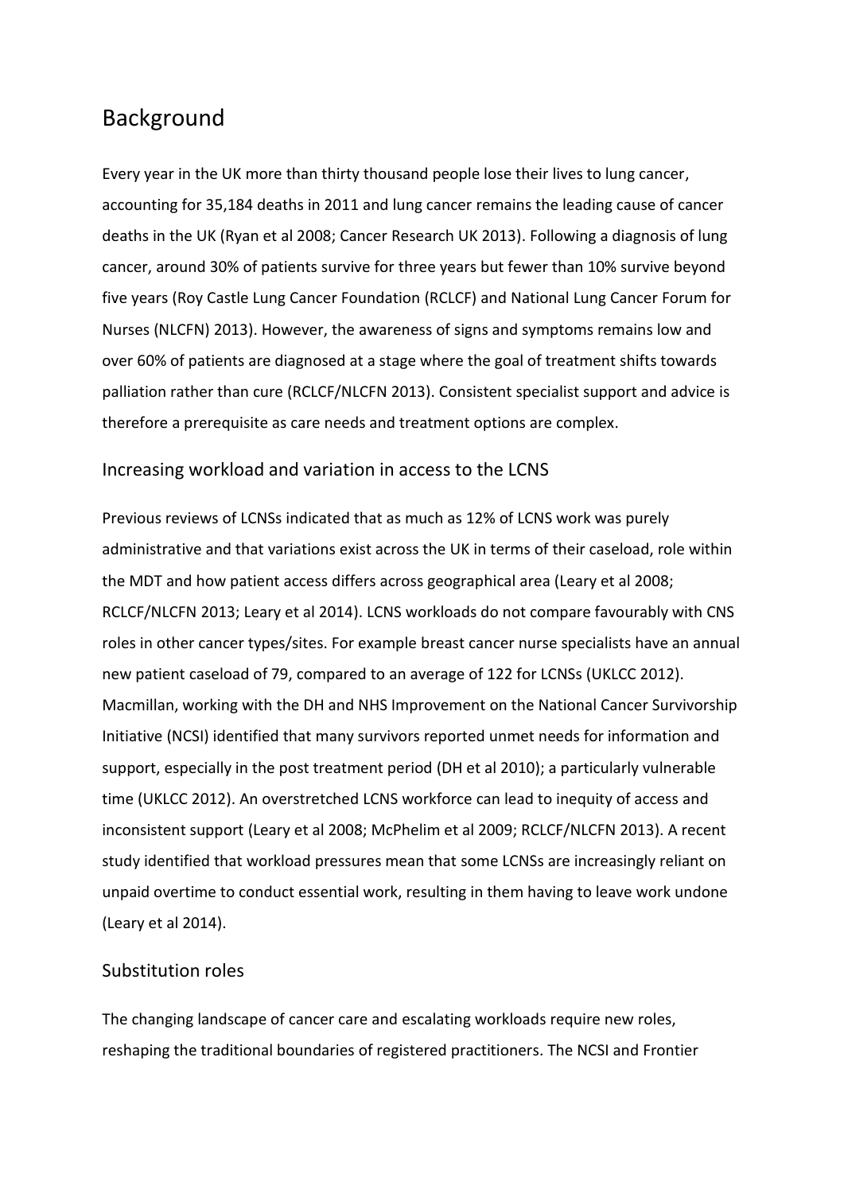# Background

Every year in the UK more than thirty thousand people lose their lives to lung cancer, accounting for 35,184 deaths in 2011 and lung cancer remains the leading cause of cancer deaths in the UK (Ryan et al 2008; Cancer Research UK 2013). Following a diagnosis of lung cancer, around 30% of patients survive for three years but fewer than 10% survive beyond five years (Roy Castle Lung Cancer Foundation (RCLCF) and National Lung Cancer Forum for Nurses (NLCFN) 2013). However, the awareness of signs and symptoms remains low and over 60% of patients are diagnosed at a stage where the goal of treatment shifts towards palliation rather than cure (RCLCF/NLCFN 2013). Consistent specialist support and advice is therefore a prerequisite as care needs and treatment options are complex.

## Increasing workload and variation in access to the LCNS

Previous reviews of LCNSs indicated that as much as 12% of LCNS work was purely administrative and that variations exist across the UK in terms of their caseload, role within the MDT and how patient access differs across geographical area (Leary et al 2008; RCLCF/NLCFN 2013; Leary et al 2014). LCNS workloads do not compare favourably with CNS roles in other cancer types/sites. For example breast cancer nurse specialists have an annual new patient caseload of 79, compared to an average of 122 for LCNSs (UKLCC 2012). Macmillan, working with the DH and NHS Improvement on the National Cancer Survivorship Initiative (NCSI) identified that many survivors reported unmet needs for information and support, especially in the post treatment period (DH et al 2010); a particularly vulnerable time (UKLCC 2012). An overstretched LCNS workforce can lead to inequity of access and inconsistent support (Leary et al 2008; McPhelim et al 2009; RCLCF/NLCFN 2013). A recent study identified that workload pressures mean that some LCNSs are increasingly reliant on unpaid overtime to conduct essential work, resulting in them having to leave work undone (Leary et al 2014).

## Substitution roles

The changing landscape of cancer care and escalating workloads require new roles, reshaping the traditional boundaries of registered practitioners. The NCSI and Frontier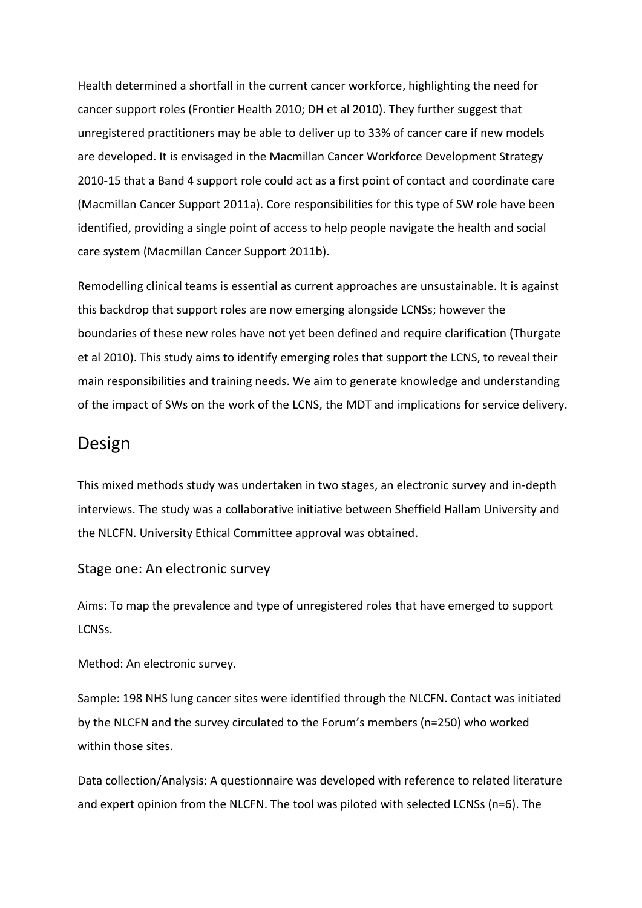Health determined a shortfall in the current cancer workforce, highlighting the need for cancer support roles (Frontier Health 2010; DH et al 2010). They further suggest that unregistered practitioners may be able to deliver up to 33% of cancer care if new models are developed. It is envisaged in the Macmillan Cancer Workforce Development Strategy 2010-15 that a Band 4 support role could act as a first point of contact and coordinate care (Macmillan Cancer Support 2011a). Core responsibilities for this type of SW role have been identified, providing a single point of access to help people navigate the health and social care system (Macmillan Cancer Support 2011b).

Remodelling clinical teams is essential as current approaches are unsustainable. It is against this backdrop that support roles are now emerging alongside LCNSs; however the boundaries of these new roles have not yet been defined and require clarification (Thurgate et al 2010). This study aims to identify emerging roles that support the LCNS, to reveal their main responsibilities and training needs. We aim to generate knowledge and understanding of the impact of SWs on the work of the LCNS, the MDT and implications for service delivery.

## Design

This mixed methods study was undertaken in two stages, an electronic survey and in-depth interviews. The study was a collaborative initiative between Sheffield Hallam University and the NLCFN. University Ethical Committee approval was obtained.

### Stage one: An electronic survey

Aims: To map the prevalence and type of unregistered roles that have emerged to support LCNSs.

Method: An electronic survey.

Sample: 198 NHS lung cancer sites were identified through the NLCFN. Contact was initiated by the NLCFN and the survey circulated to the Forum's members (n=250) who worked within those sites.

Data collection/Analysis: A questionnaire was developed with reference to related literature and expert opinion from the NLCFN. The tool was piloted with selected LCNSs (n=6). The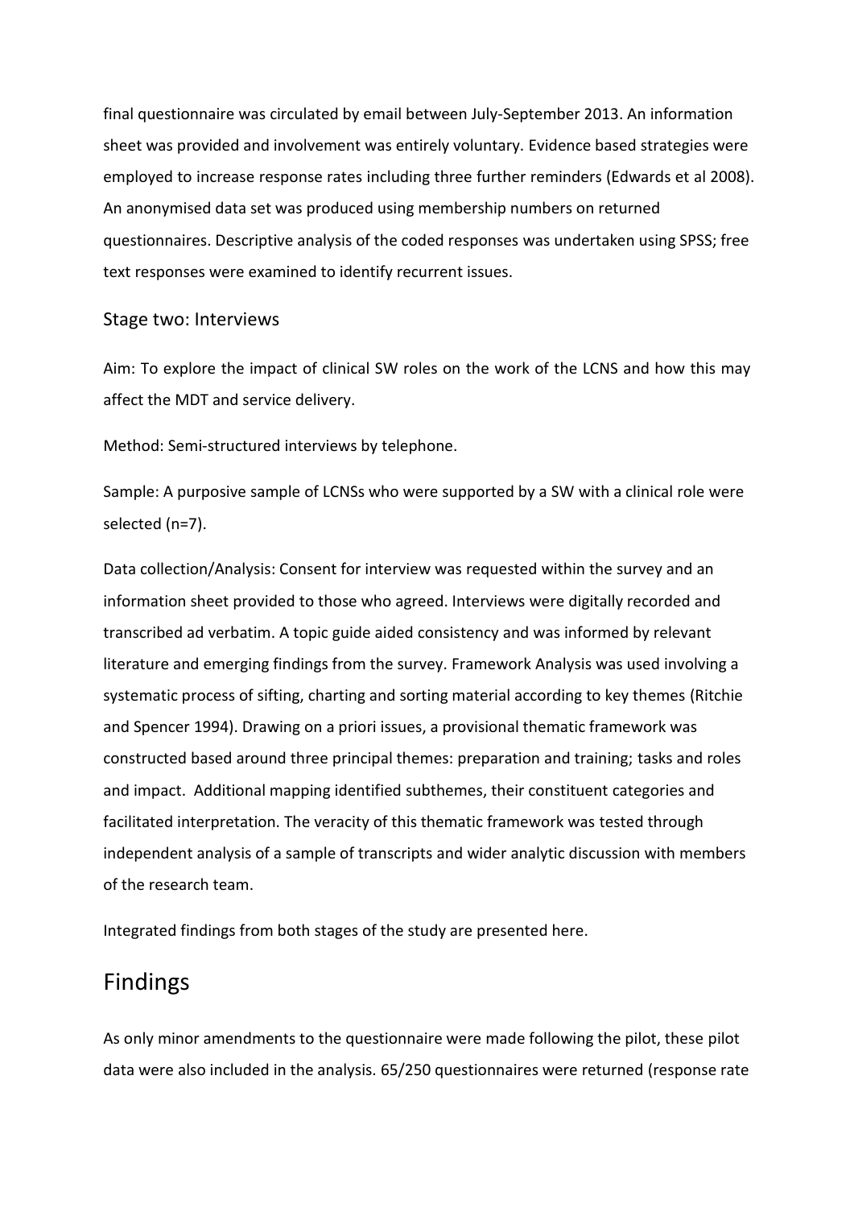final questionnaire was circulated by email between July-September 2013. An information sheet was provided and involvement was entirely voluntary. Evidence based strategies were employed to increase response rates including three further reminders (Edwards et al 2008). An anonymised data set was produced using membership numbers on returned questionnaires. Descriptive analysis of the coded responses was undertaken using SPSS; free text responses were examined to identify recurrent issues.

### Stage two: Interviews

Aim: To explore the impact of clinical SW roles on the work of the LCNS and how this may affect the MDT and service delivery.

Method: Semi-structured interviews by telephone.

Sample: A purposive sample of LCNSs who were supported by a SW with a clinical role were selected (n=7).

Data collection/Analysis: Consent for interview was requested within the survey and an information sheet provided to those who agreed. Interviews were digitally recorded and transcribed ad verbatim. A topic guide aided consistency and was informed by relevant literature and emerging findings from the survey. Framework Analysis was used involving a systematic process of sifting, charting and sorting material according to key themes (Ritchie and Spencer 1994). Drawing on a priori issues, a provisional thematic framework was constructed based around three principal themes: preparation and training; tasks and roles and impact. Additional mapping identified subthemes, their constituent categories and facilitated interpretation. The veracity of this thematic framework was tested through independent analysis of a sample of transcripts and wider analytic discussion with members of the research team.

Integrated findings from both stages of the study are presented here.

## Findings

As only minor amendments to the questionnaire were made following the pilot, these pilot data were also included in the analysis. 65/250 questionnaires were returned (response rate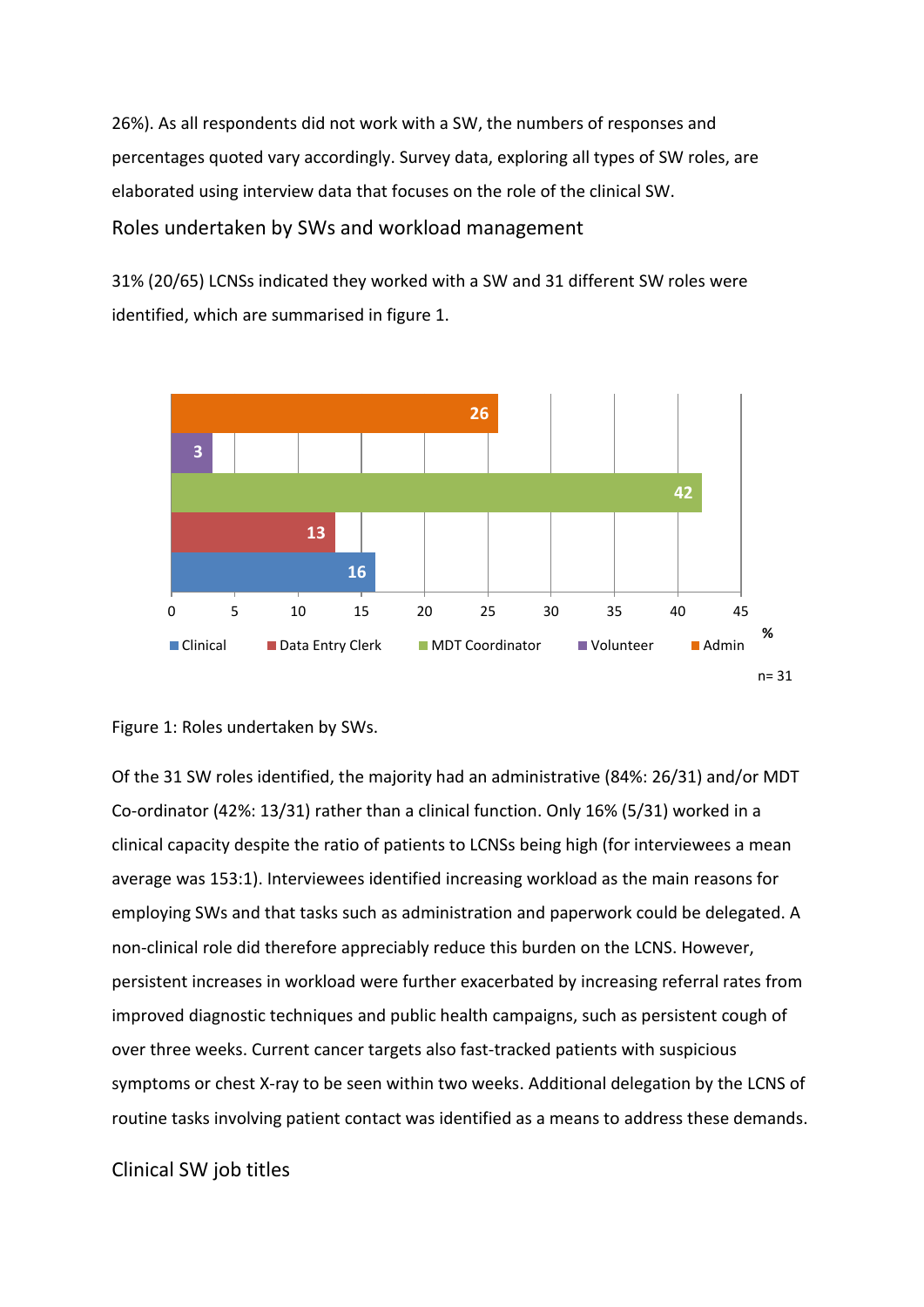26%). As all respondents did not work with a SW, the numbers of responses and percentages quoted vary accordingly. Survey data, exploring all types of SW roles, are elaborated using interview data that focuses on the role of the clinical SW.

## Roles undertaken by SWs and workload management

31% (20/65) LCNSs indicated they worked with a SW and 31 different SW roles were identified, which are summarised in figure 1.

Figure 1: Roles undertaken by SWs.

Of the 31 SW roles identified, the majority had an administrative (84%: 26/31) and/or MDT Co-ordinator (42%: 13/31) rather than a clinical function. Only 16% (5/31) worked in a clinical capacity despite the ratio of patients to LCNSs being high (for interviewees a mean average was 153:1). Interviewees identified increasing workload as the main reasons for employing SWs and that tasks such as administration and paperwork could be delegated. A non-clinical role did therefore appreciably reduce this burden on the LCNS. However, persistent increases in workload were further exacerbated by increasing referral rates from improved diagnostic techniques and public health campaigns, such as persistent cough of over three weeks. Current cancer targets also fast-tracked patients with suspicious symptoms or chest X-ray to be seen within two weeks. Additional delegation by the LCNS of routine tasks involving patient contact was identified as a means to address these demands.

## Clinical SW job titles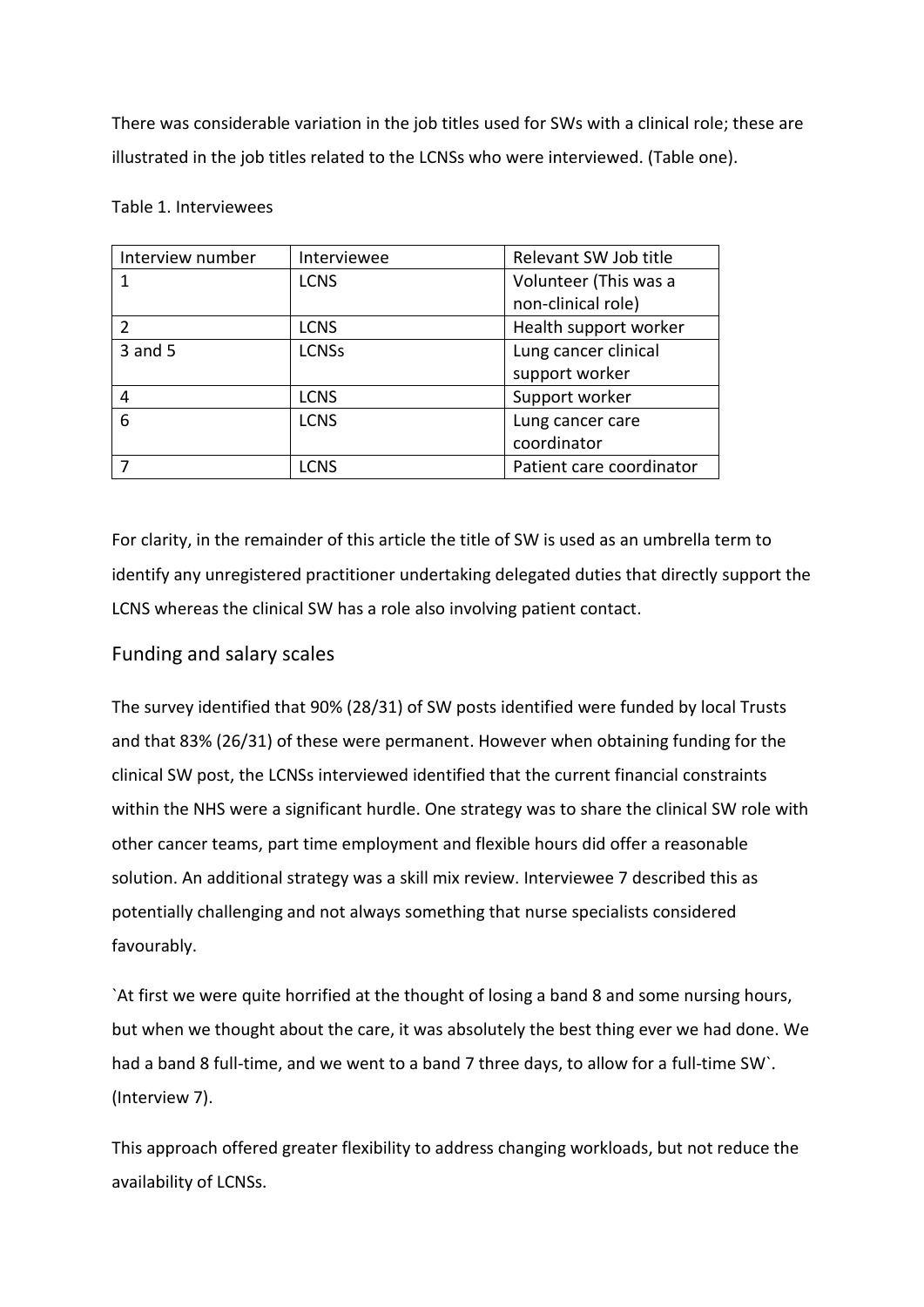There was considerable variation in the job titles used for SWs with a clinical role; these are illustrated in the job titles related to the LCNSs who were interviewed. (Table one).

Table 1. Interviewees

| Interview number | Interviewee | Relevant SW Job title |
|---|---|---|
| 1 | LCNS | Volunteer (This was a non-clinical role) |
| 2 | LCNS | Health support worker |
| 3 and 5 | LCNSs | Lung cancer clinical support worker |
| 4 | LCNS | Support worker |
| 6 | LCNS | Lung cancer care coordinator |
| 7 | LCNS | Patient care coordinator |

For clarity, in the remainder of this article the title of SW is used as an umbrella term to identify any unregistered practitioner undertaking delegated duties that directly support the LCNS whereas the clinical SW has a role also involving patient contact.

## Funding and salary scales

The survey identified that 90% (28/31) of SW posts identified were funded by local Trusts and that 83% (26/31) of these were permanent. However when obtaining funding for the clinical SW post, the LCNSs interviewed identified that the current financial constraints within the NHS were a significant hurdle. One strategy was to share the clinical SW role with other cancer teams, part time employment and flexible hours did offer a reasonable solution. An additional strategy was a skill mix review. Interviewee 7 described this as potentially challenging and not always something that nurse specialists considered favourably.

`At first we were quite horrified at the thought of losing a band 8 and some nursing hours, but when we thought about the care, it was absolutely the best thing ever we had done. We had a band 8 full-time, and we went to a band 7 three days, to allow for a full-time SW`. (Interview 7).

This approach offered greater flexibility to address changing workloads, but not reduce the availability of LCNSs.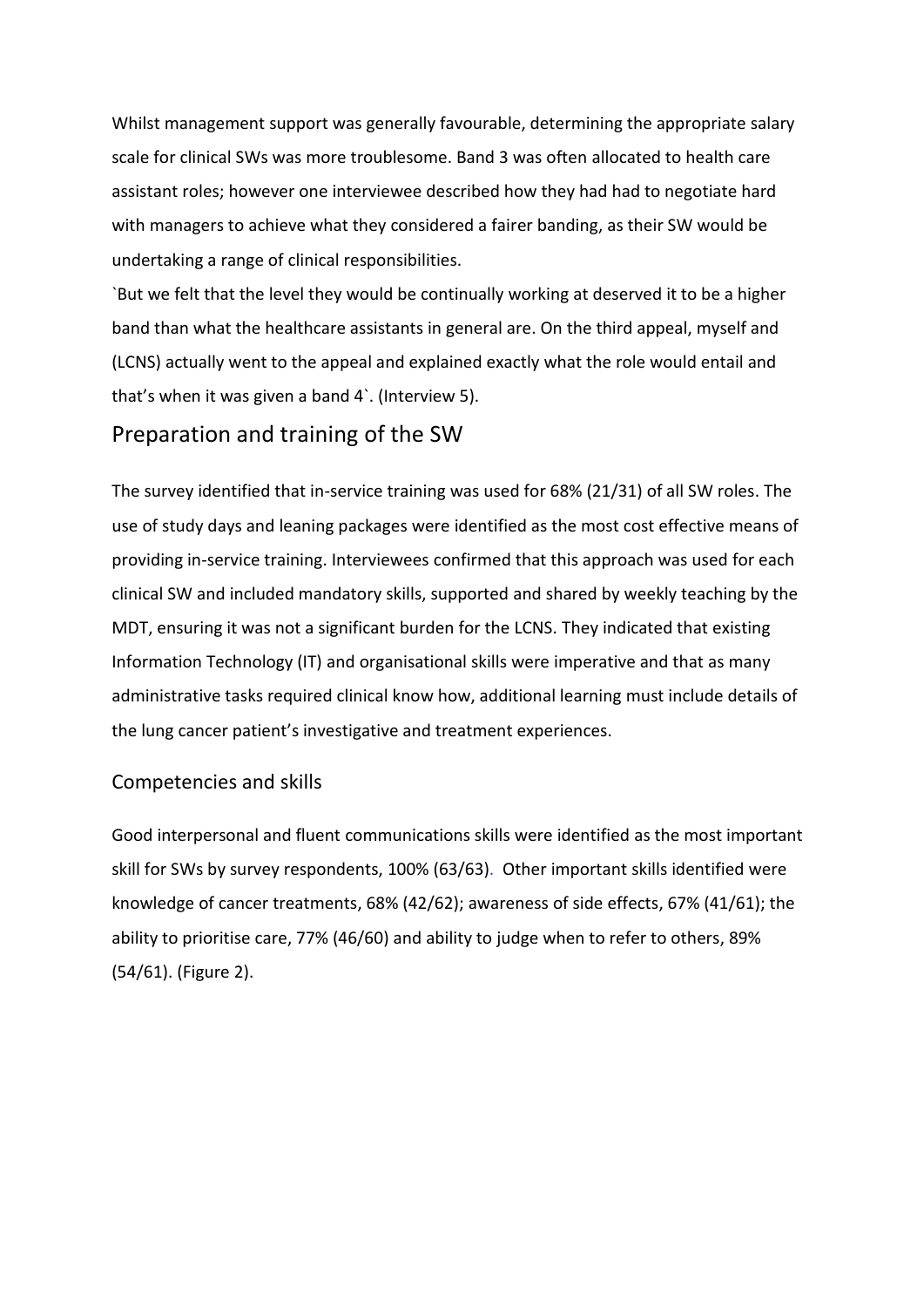Whilst management support was generally favourable, determining the appropriate salary scale for clinical SWs was more troublesome. Band 3 was often allocated to health care assistant roles; however one interviewee described how they had had to negotiate hard with managers to achieve what they considered a fairer banding, as their SW would be undertaking a range of clinical responsibilities.

`But we felt that the level they would be continually working at deserved it to be a higher band than what the healthcare assistants in general are. On the third appeal, myself and (LCNS) actually went to the appeal and explained exactly what the role would entail and that's when it was given a band 4`. (Interview 5).

## Preparation and training of the SW

The survey identified that in-service training was used for 68% (21/31) of all SW roles. The use of study days and leaning packages were identified as the most cost effective means of providing in-service training. Interviewees confirmed that this approach was used for each clinical SW and included mandatory skills, supported and shared by weekly teaching by the MDT, ensuring it was not a significant burden for the LCNS. They indicated that existing Information Technology (IT) and organisational skills were imperative and that as many administrative tasks required clinical know how, additional learning must include details of the lung cancer patient's investigative and treatment experiences.

### Competencies and skills

Good interpersonal and fluent communications skills were identified as the most important skill for SWs by survey respondents, 100% (63/63). Other important skills identified were knowledge of cancer treatments, 68% (42/62); awareness of side effects, 67% (41/61); the ability to prioritise care, 77% (46/60) and ability to judge when to refer to others, 89% (54/61). (Figure 2).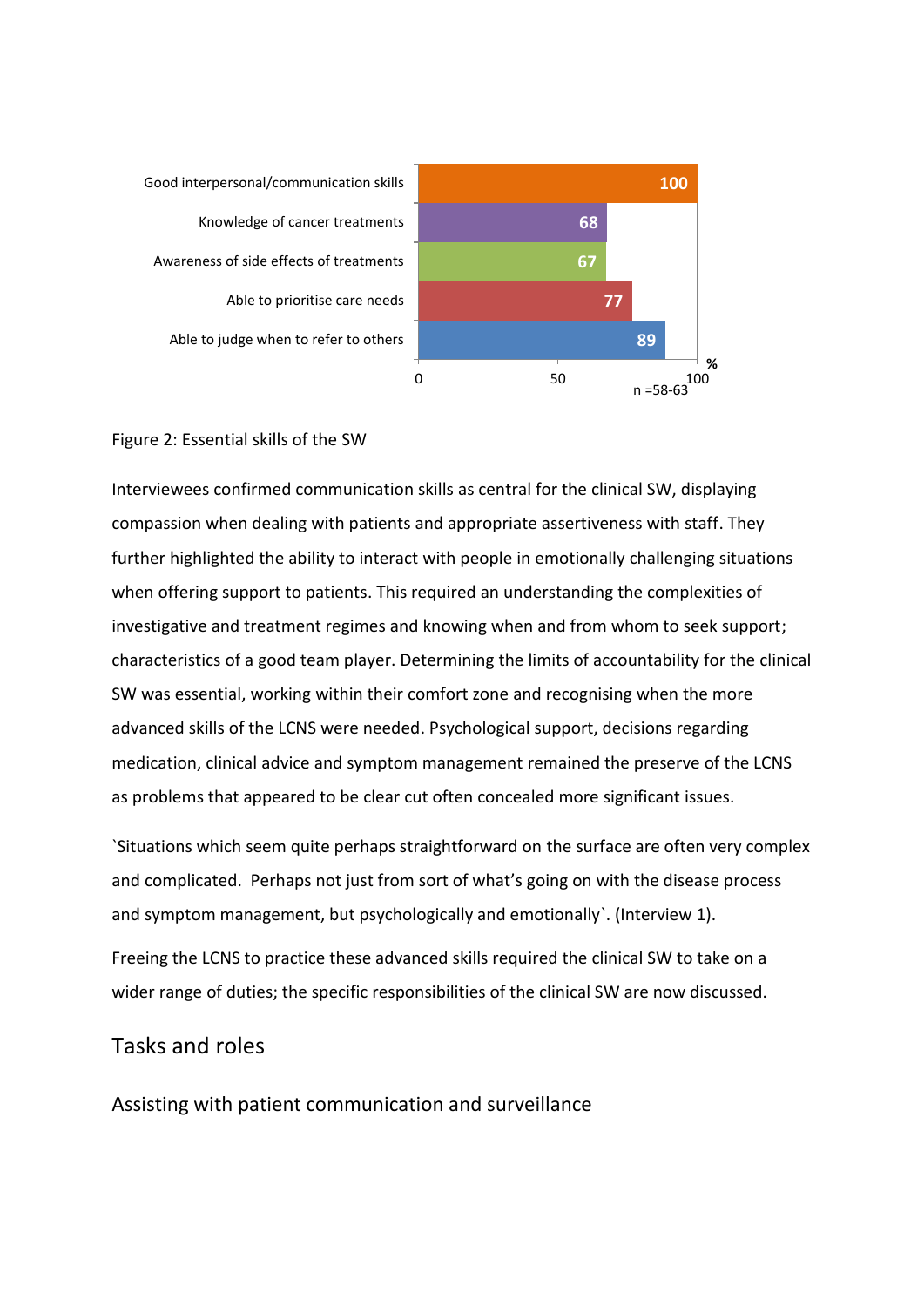| Skill | % |
|---|---|
| Good interpersonal/communication skills | 100 |
| Knowledge of cancer treatments | 68 |
| Awareness of side effects of treatments | 67 |
| Able to prioritise care needs | 77 |
| Able to judge when to refer to others | 89 |

n =58-63

Figure 2: Essential skills of the SW

Interviewees confirmed communication skills as central for the clinical SW, displaying compassion when dealing with patients and appropriate assertiveness with staff. They further highlighted the ability to interact with people in emotionally challenging situations when offering support to patients. This required an understanding the complexities of investigative and treatment regimes and knowing when and from whom to seek support; characteristics of a good team player. Determining the limits of accountability for the clinical SW was essential, working within their comfort zone and recognising when the more advanced skills of the LCNS were needed. Psychological support, decisions regarding medication, clinical advice and symptom management remained the preserve of the LCNS as problems that appeared to be clear cut often concealed more significant issues.

`Situations which seem quite perhaps straightforward on the surface are often very complex and complicated. Perhaps not just from sort of what's going on with the disease process and symptom management, but psychologically and emotionally`. (Interview 1).

Freeing the LCNS to practice these advanced skills required the clinical SW to take on a wider range of duties; the specific responsibilities of the clinical SW are now discussed.

## Tasks and roles

### Assisting with patient communication and surveillance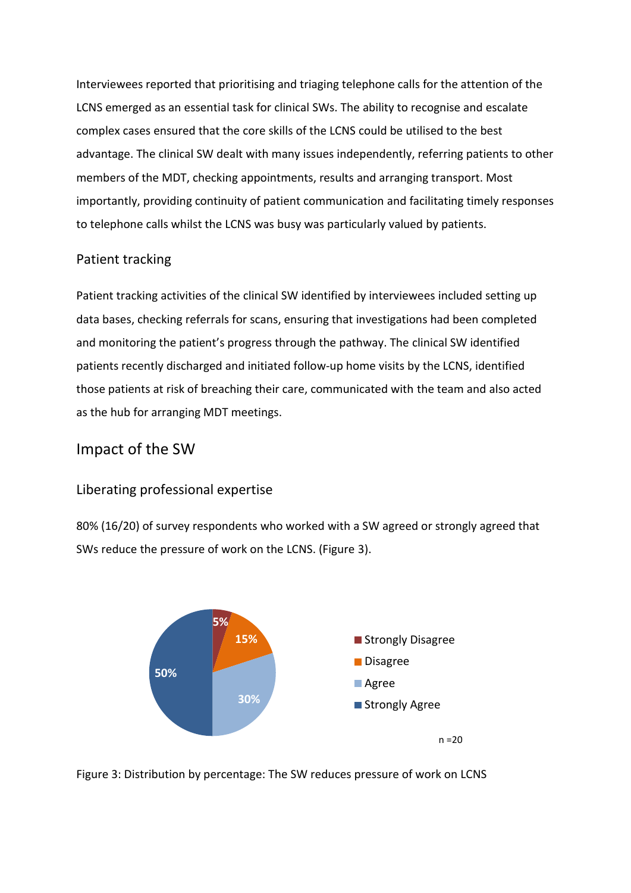Interviewees reported that prioritising and triaging telephone calls for the attention of the LCNS emerged as an essential task for clinical SWs. The ability to recognise and escalate complex cases ensured that the core skills of the LCNS could be utilised to the best advantage. The clinical SW dealt with many issues independently, referring patients to other members of the MDT, checking appointments, results and arranging transport. Most importantly, providing continuity of patient communication and facilitating timely responses to telephone calls whilst the LCNS was busy was particularly valued by patients.

### Patient tracking

Patient tracking activities of the clinical SW identified by interviewees included setting up data bases, checking referrals for scans, ensuring that investigations had been completed and monitoring the patient's progress through the pathway. The clinical SW identified patients recently discharged and initiated follow-up home visits by the LCNS, identified those patients at risk of breaching their care, communicated with the team and also acted as the hub for arranging MDT meetings.

## Impact of the SW

### Liberating professional expertise

80% (16/20) of survey respondents who worked with a SW agreed or strongly agreed that SWs reduce the pressure of work on the LCNS. (Figure 3).

| Response | Percentage |
|---|---|
| Strongly Disagree | 5% |
| Disagree | 15% |
| Agree | 30% |
| Strongly Agree | 50% |

n =20

Figure 3: Distribution by percentage: The SW reduces pressure of work on LCNS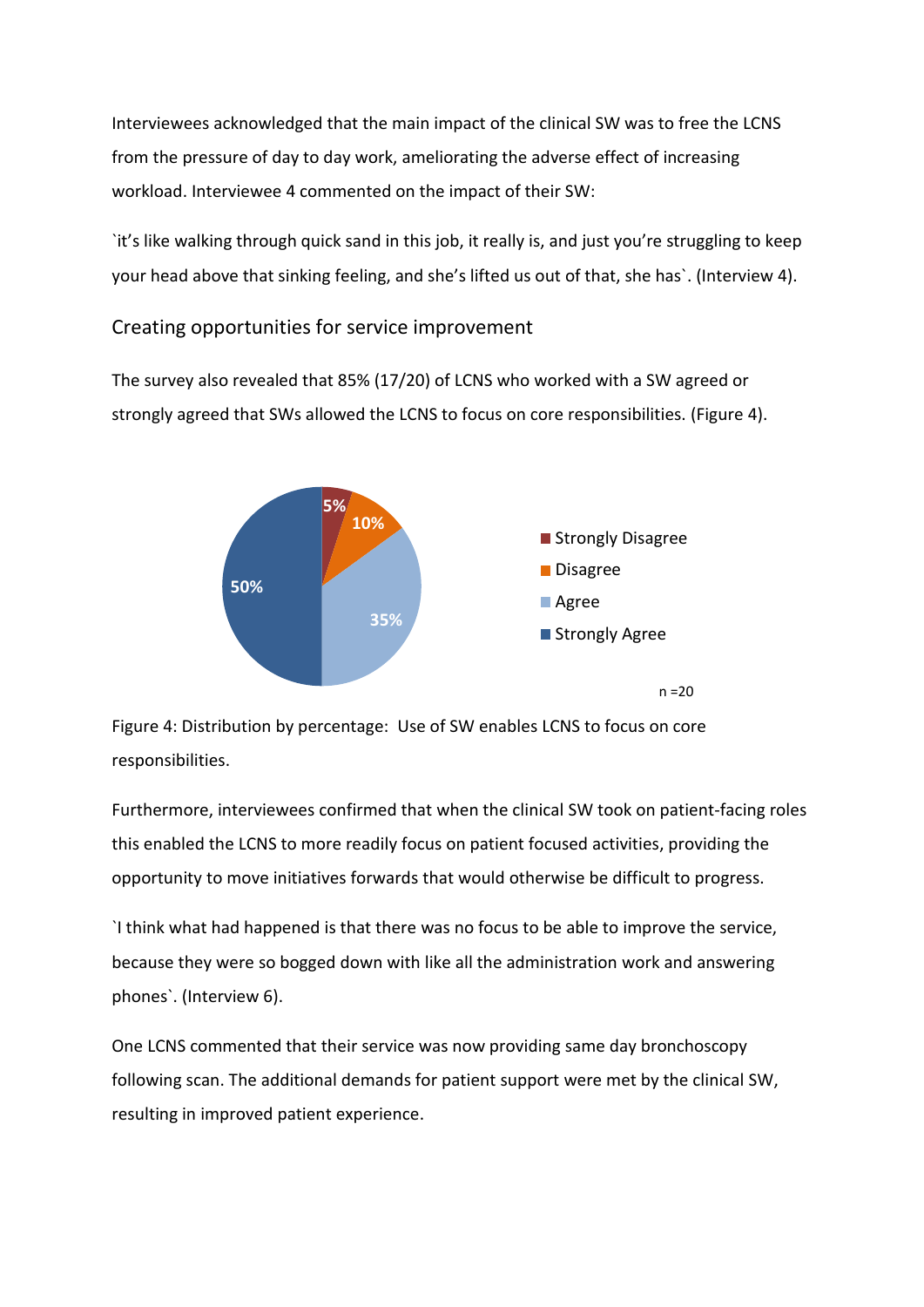Interviewees acknowledged that the main impact of the clinical SW was to free the LCNS from the pressure of day to day work, ameliorating the adverse effect of increasing workload. Interviewee 4 commented on the impact of their SW:

`it's like walking through quick sand in this job, it really is, and just you're struggling to keep your head above that sinking feeling, and she's lifted us out of that, she has`. (Interview 4).

## Creating opportunities for service improvement

The survey also revealed that 85% (17/20) of LCNS who worked with a SW agreed or strongly agreed that SWs allowed the LCNS to focus on core responsibilities. (Figure 4).

5%
10%
35%
50%

Strongly Disagree
Disagree
Agree
Strongly Agree

n =20

Figure 4: Distribution by percentage: Use of SW enables LCNS to focus on core responsibilities.

Furthermore, interviewees confirmed that when the clinical SW took on patient-facing roles this enabled the LCNS to more readily focus on patient focused activities, providing the opportunity to move initiatives forwards that would otherwise be difficult to progress.

`I think what had happened is that there was no focus to be able to improve the service, because they were so bogged down with like all the administration work and answering phones`. (Interview 6).

One LCNS commented that their service was now providing same day bronchoscopy following scan. The additional demands for patient support were met by the clinical SW, resulting in improved patient experience.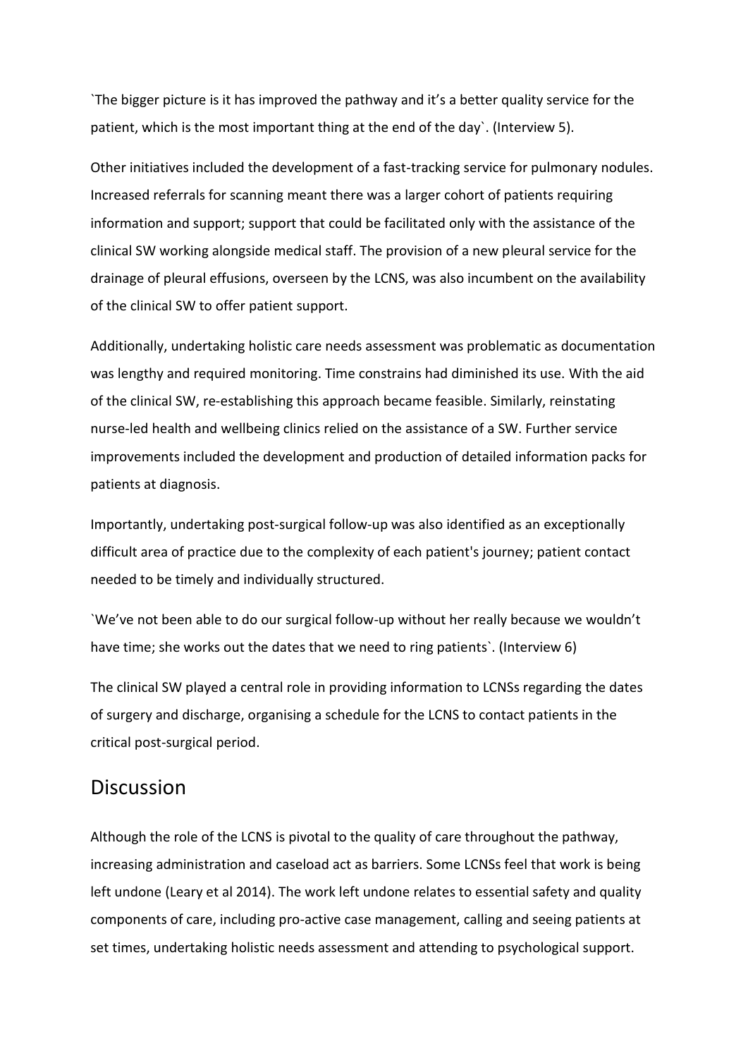`The bigger picture is it has improved the pathway and it's a better quality service for the patient, which is the most important thing at the end of the day`. (Interview 5).

Other initiatives included the development of a fast-tracking service for pulmonary nodules. Increased referrals for scanning meant there was a larger cohort of patients requiring information and support; support that could be facilitated only with the assistance of the clinical SW working alongside medical staff. The provision of a new pleural service for the drainage of pleural effusions, overseen by the LCNS, was also incumbent on the availability of the clinical SW to offer patient support.

Additionally, undertaking holistic care needs assessment was problematic as documentation was lengthy and required monitoring. Time constrains had diminished its use. With the aid of the clinical SW, re-establishing this approach became feasible. Similarly, reinstating nurse-led health and wellbeing clinics relied on the assistance of a SW. Further service improvements included the development and production of detailed information packs for patients at diagnosis.

Importantly, undertaking post-surgical follow-up was also identified as an exceptionally difficult area of practice due to the complexity of each patient's journey; patient contact needed to be timely and individually structured.

`We've not been able to do our surgical follow-up without her really because we wouldn't have time; she works out the dates that we need to ring patients`. (Interview 6)

The clinical SW played a central role in providing information to LCNSs regarding the dates of surgery and discharge, organising a schedule for the LCNS to contact patients in the critical post-surgical period.

## Discussion

Although the role of the LCNS is pivotal to the quality of care throughout the pathway, increasing administration and caseload act as barriers. Some LCNSs feel that work is being left undone (Leary et al 2014). The work left undone relates to essential safety and quality components of care, including pro-active case management, calling and seeing patients at set times, undertaking holistic needs assessment and attending to psychological support.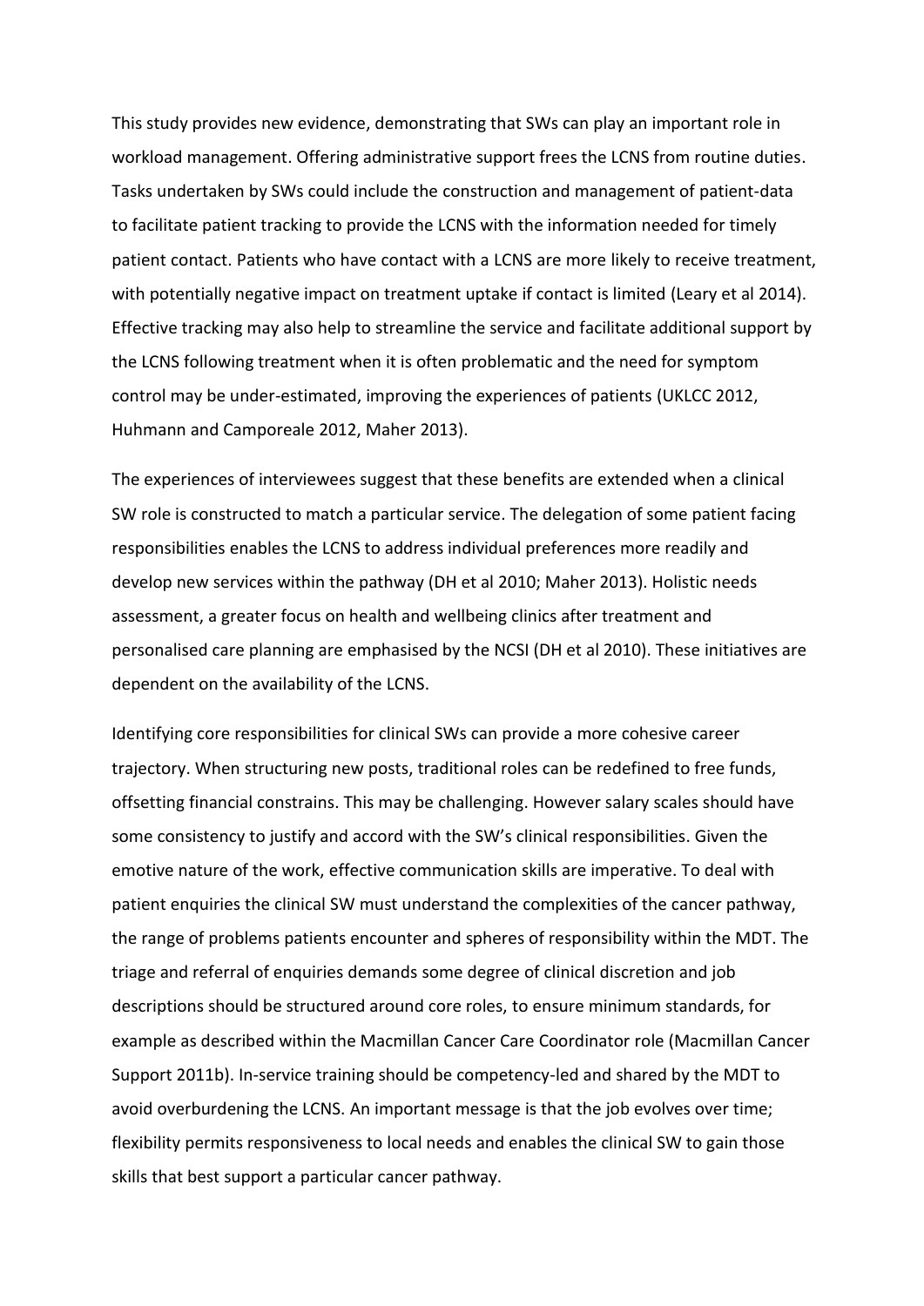This study provides new evidence, demonstrating that SWs can play an important role in workload management. Offering administrative support frees the LCNS from routine duties. Tasks undertaken by SWs could include the construction and management of patient-data to facilitate patient tracking to provide the LCNS with the information needed for timely patient contact. Patients who have contact with a LCNS are more likely to receive treatment, with potentially negative impact on treatment uptake if contact is limited (Leary et al 2014). Effective tracking may also help to streamline the service and facilitate additional support by the LCNS following treatment when it is often problematic and the need for symptom control may be under-estimated, improving the experiences of patients (UKLCC 2012, Huhmann and Camporeale 2012, Maher 2013).

The experiences of interviewees suggest that these benefits are extended when a clinical SW role is constructed to match a particular service. The delegation of some patient facing responsibilities enables the LCNS to address individual preferences more readily and develop new services within the pathway (DH et al 2010; Maher 2013). Holistic needs assessment, a greater focus on health and wellbeing clinics after treatment and personalised care planning are emphasised by the NCSI (DH et al 2010). These initiatives are dependent on the availability of the LCNS.

Identifying core responsibilities for clinical SWs can provide a more cohesive career trajectory. When structuring new posts, traditional roles can be redefined to free funds, offsetting financial constrains. This may be challenging. However salary scales should have some consistency to justify and accord with the SW's clinical responsibilities. Given the emotive nature of the work, effective communication skills are imperative. To deal with patient enquiries the clinical SW must understand the complexities of the cancer pathway, the range of problems patients encounter and spheres of responsibility within the MDT. The triage and referral of enquiries demands some degree of clinical discretion and job descriptions should be structured around core roles, to ensure minimum standards, for example as described within the Macmillan Cancer Care Coordinator role (Macmillan Cancer Support 2011b). In-service training should be competency-led and shared by the MDT to avoid overburdening the LCNS. An important message is that the job evolves over time; flexibility permits responsiveness to local needs and enables the clinical SW to gain those skills that best support a particular cancer pathway.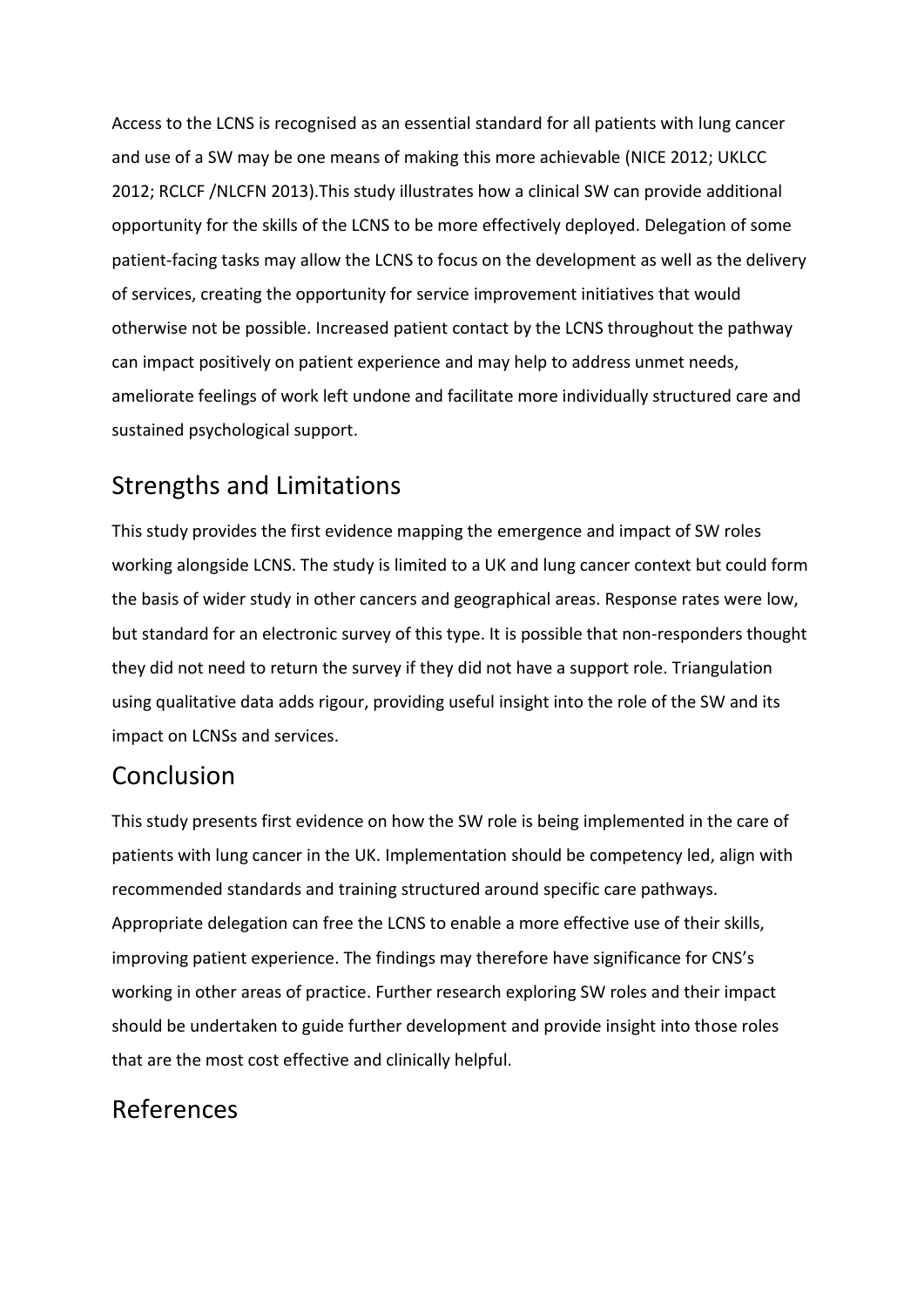Access to the LCNS is recognised as an essential standard for all patients with lung cancer and use of a SW may be one means of making this more achievable (NICE 2012; UKLCC 2012; RCLCF /NLCFN 2013).This study illustrates how a clinical SW can provide additional opportunity for the skills of the LCNS to be more effectively deployed. Delegation of some patient-facing tasks may allow the LCNS to focus on the development as well as the delivery of services, creating the opportunity for service improvement initiatives that would otherwise not be possible. Increased patient contact by the LCNS throughout the pathway can impact positively on patient experience and may help to address unmet needs, ameliorate feelings of work left undone and facilitate more individually structured care and sustained psychological support.

## Strengths and Limitations

This study provides the first evidence mapping the emergence and impact of SW roles working alongside LCNS. The study is limited to a UK and lung cancer context but could form the basis of wider study in other cancers and geographical areas. Response rates were low, but standard for an electronic survey of this type. It is possible that non-responders thought they did not need to return the survey if they did not have a support role. Triangulation using qualitative data adds rigour, providing useful insight into the role of the SW and its impact on LCNSs and services.

## Conclusion

This study presents first evidence on how the SW role is being implemented in the care of patients with lung cancer in the UK. Implementation should be competency led, align with recommended standards and training structured around specific care pathways. Appropriate delegation can free the LCNS to enable a more effective use of their skills, improving patient experience. The findings may therefore have significance for CNS's working in other areas of practice. Further research exploring SW roles and their impact should be undertaken to guide further development and provide insight into those roles that are the most cost effective and clinically helpful.

## References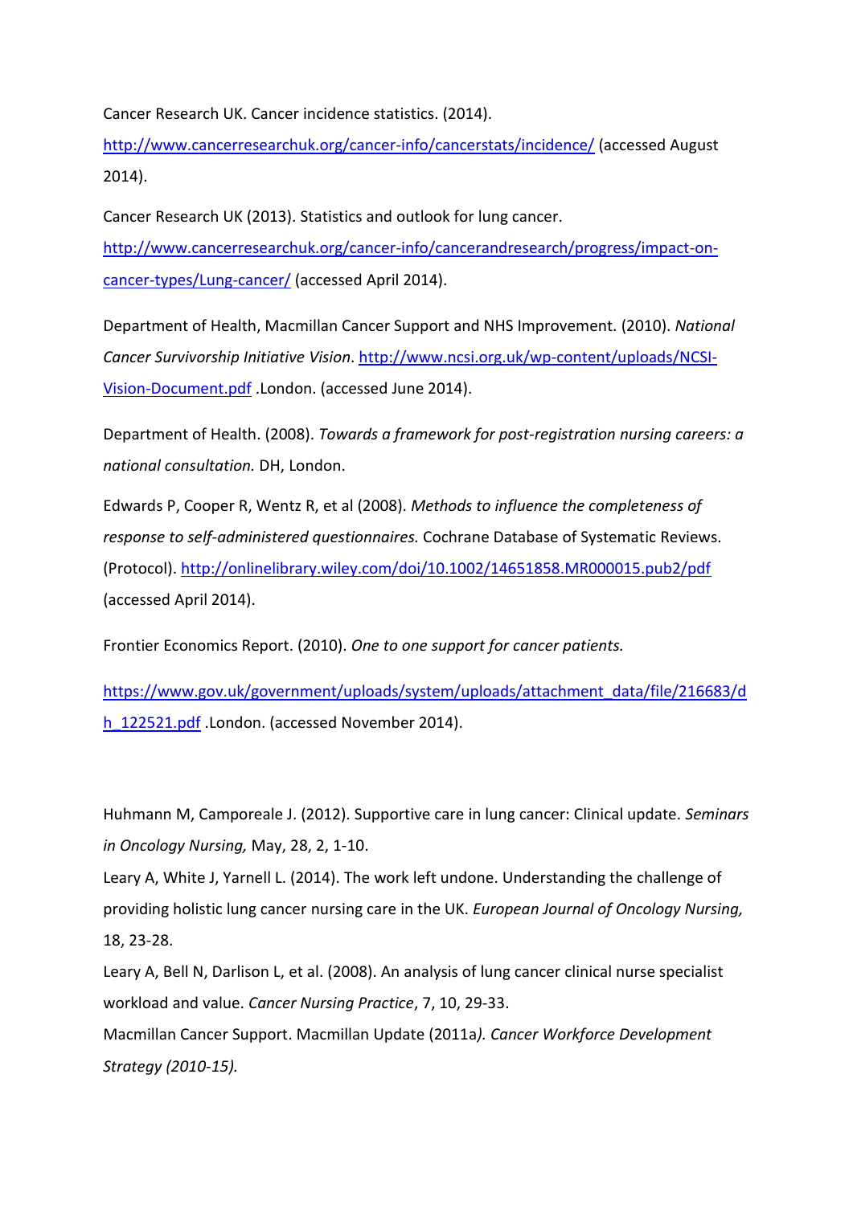Cancer Research UK. Cancer incidence statistics. (2014). http://www.cancerresearchuk.org/cancer-info/cancerstats/incidence/ (accessed August 2014).

Cancer Research UK (2013). Statistics and outlook for lung cancer. http://www.cancerresearchuk.org/cancer-info/cancerandresearch/progress/impact-on-cancer-types/Lung-cancer/ (accessed April 2014).

Department of Health, Macmillan Cancer Support and NHS Improvement. (2010). *National Cancer Survivorship Initiative Vision*. http://www.ncsi.org.uk/wp-content/uploads/NCSI-Vision-Document.pdf .London. (accessed June 2014).

Department of Health. (2008). *Towards a framework for post-registration nursing careers: a national consultation.* DH, London.

Edwards P, Cooper R, Wentz R, et al (2008). *Methods to influence the completeness of response to self-administered questionnaires.* Cochrane Database of Systematic Reviews. (Protocol). http://onlinelibrary.wiley.com/doi/10.1002/14651858.MR000015.pub2/pdf (accessed April 2014).

Frontier Economics Report. (2010). *One to one support for cancer patients.*

https://www.gov.uk/government/uploads/system/uploads/attachment_data/file/216683/dh_122521.pdf .London. (accessed November 2014).

Huhmann M, Camporeale J. (2012). Supportive care in lung cancer: Clinical update. *Seminars in Oncology Nursing,* May, 28, 2, 1-10.

Leary A, White J, Yarnell L. (2014). The work left undone. Understanding the challenge of providing holistic lung cancer nursing care in the UK. *European Journal of Oncology Nursing,* 18, 23-28.

Leary A, Bell N, Darlison L, et al. (2008). An analysis of lung cancer clinical nurse specialist workload and value. *Cancer Nursing Practice*, 7, 10, 29-33.

Macmillan Cancer Support. Macmillan Update (2011a*). Cancer Workforce Development Strategy (2010-15).*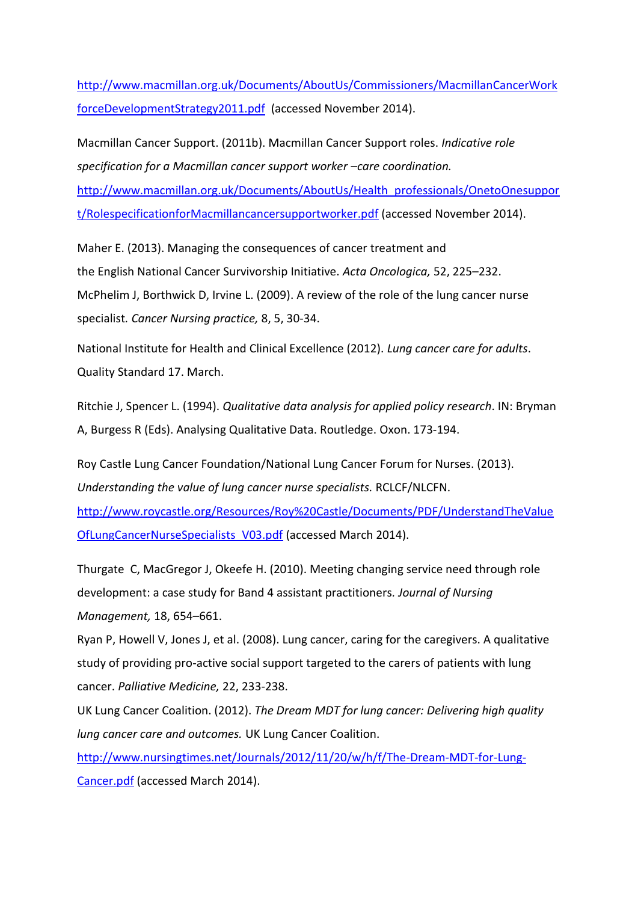http://www.macmillan.org.uk/Documents/AboutUs/Commissioners/MacmillanCancerWorkforceDevelopmentStrategy2011.pdf (accessed November 2014).

Macmillan Cancer Support. (2011b). Macmillan Cancer Support roles. *Indicative role specification for a Macmillan cancer support worker –care coordination.* http://www.macmillan.org.uk/Documents/AboutUs/Health_professionals/OnetoOnesupport/RolespecificationforMacmillancancersupportworker.pdf (accessed November 2014).

Maher E. (2013). Managing the consequences of cancer treatment and the English National Cancer Survivorship Initiative. *Acta Oncologica,* 52, 225–232.

McPhelim J, Borthwick D, Irvine L. (2009). A review of the role of the lung cancer nurse specialist*. Cancer Nursing practice,* 8, 5, 30-34.

National Institute for Health and Clinical Excellence (2012). *Lung cancer care for adults*. Quality Standard 17. March.

Ritchie J, Spencer L. (1994). *Qualitative data analysis for applied policy research*. IN: Bryman A, Burgess R (Eds). Analysing Qualitative Data. Routledge. Oxon. 173-194.

Roy Castle Lung Cancer Foundation/National Lung Cancer Forum for Nurses. (2013). *Understanding the value of lung cancer nurse specialists.* RCLCF/NLCFN. http://www.roycastle.org/Resources/Roy%20Castle/Documents/PDF/UnderstandTheValueOfLungCancerNurseSpecialists_V03.pdf (accessed March 2014).

Thurgate C, MacGregor J, Okeefe H. (2010). Meeting changing service need through role development: a case study for Band 4 assistant practitioners*. Journal of Nursing Management,* 18, 654–661.

Ryan P, Howell V, Jones J, et al. (2008). Lung cancer, caring for the caregivers. A qualitative study of providing pro-active social support targeted to the carers of patients with lung cancer. *Palliative Medicine,* 22, 233-238.

UK Lung Cancer Coalition. (2012). *The Dream MDT for lung cancer: Delivering high quality lung cancer care and outcomes.* UK Lung Cancer Coalition. http://www.nursingtimes.net/Journals/2012/11/20/w/h/f/The-Dream-MDT-for-Lung-Cancer.pdf (accessed March 2014).